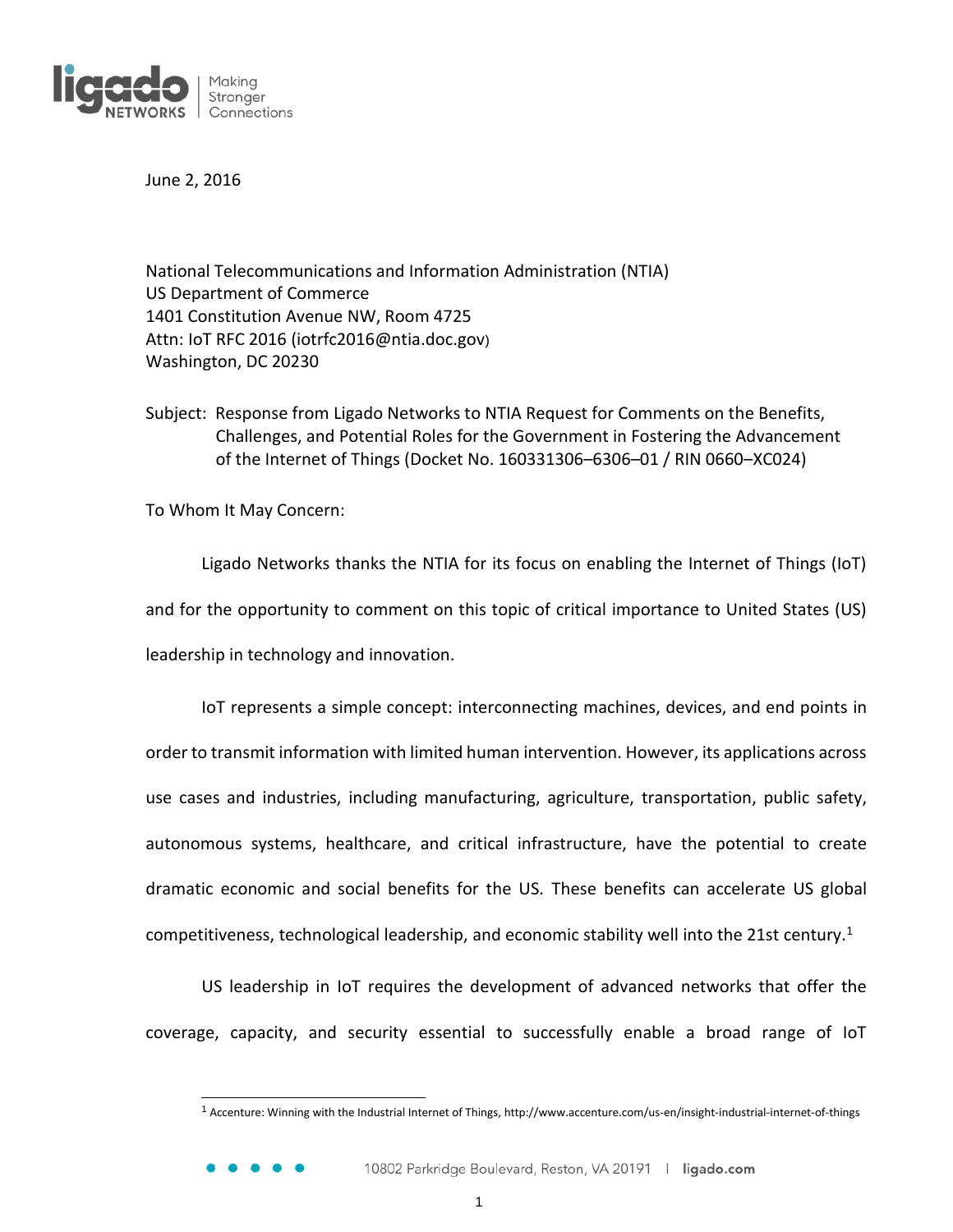June 2, 2016

National Telecommunications and Information Administration (NTIA)
US Department of Commerce
1401 Constitution Avenue NW, Room 4725
Attn: IoT RFC 2016 (iotrfc2016@ntia.doc.gov)
Washington, DC 20230

Subject: Response from Ligado Networks to NTIA Request for Comments on the Benefits, Challenges, and Potential Roles for the Government in Fostering the Advancement of the Internet of Things (Docket No. 160331306–6306–01 / RIN 0660–XC024)

To Whom It May Concern:

Ligado Networks thanks the NTIA for its focus on enabling the Internet of Things (IoT) and for the opportunity to comment on this topic of critical importance to United States (US) leadership in technology and innovation.

IoT represents a simple concept: interconnecting machines, devices, and end points in order to transmit information with limited human intervention. However, its applications across use cases and industries, including manufacturing, agriculture, transportation, public safety, autonomous systems, healthcare, and critical infrastructure, have the potential to create dramatic economic and social benefits for the US. These benefits can accelerate US global competitiveness, technological leadership, and economic stability well into the 21st century.[1]

US leadership in IoT requires the development of advanced networks that offer the coverage, capacity, and security essential to successfully enable a broad range of IoT

[1] Accenture: Winning with the Industrial Internet of Things, http://www.accenture.com/us-en/insight-industrial-internet-of-things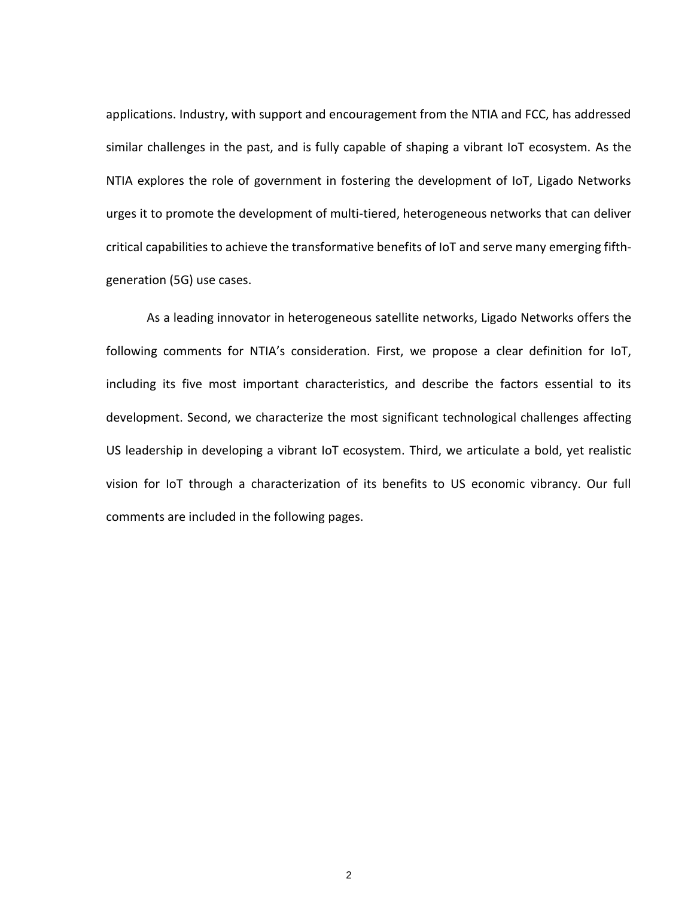applications. Industry, with support and encouragement from the NTIA and FCC, has addressed similar challenges in the past, and is fully capable of shaping a vibrant IoT ecosystem. As the NTIA explores the role of government in fostering the development of IoT, Ligado Networks urges it to promote the development of multi-tiered, heterogeneous networks that can deliver critical capabilities to achieve the transformative benefits of IoT and serve many emerging fifth-generation (5G) use cases.

As a leading innovator in heterogeneous satellite networks, Ligado Networks offers the following comments for NTIA's consideration. First, we propose a clear definition for IoT, including its five most important characteristics, and describe the factors essential to its development. Second, we characterize the most significant technological challenges affecting US leadership in developing a vibrant IoT ecosystem. Third, we articulate a bold, yet realistic vision for IoT through a characterization of its benefits to US economic vibrancy. Our full comments are included in the following pages.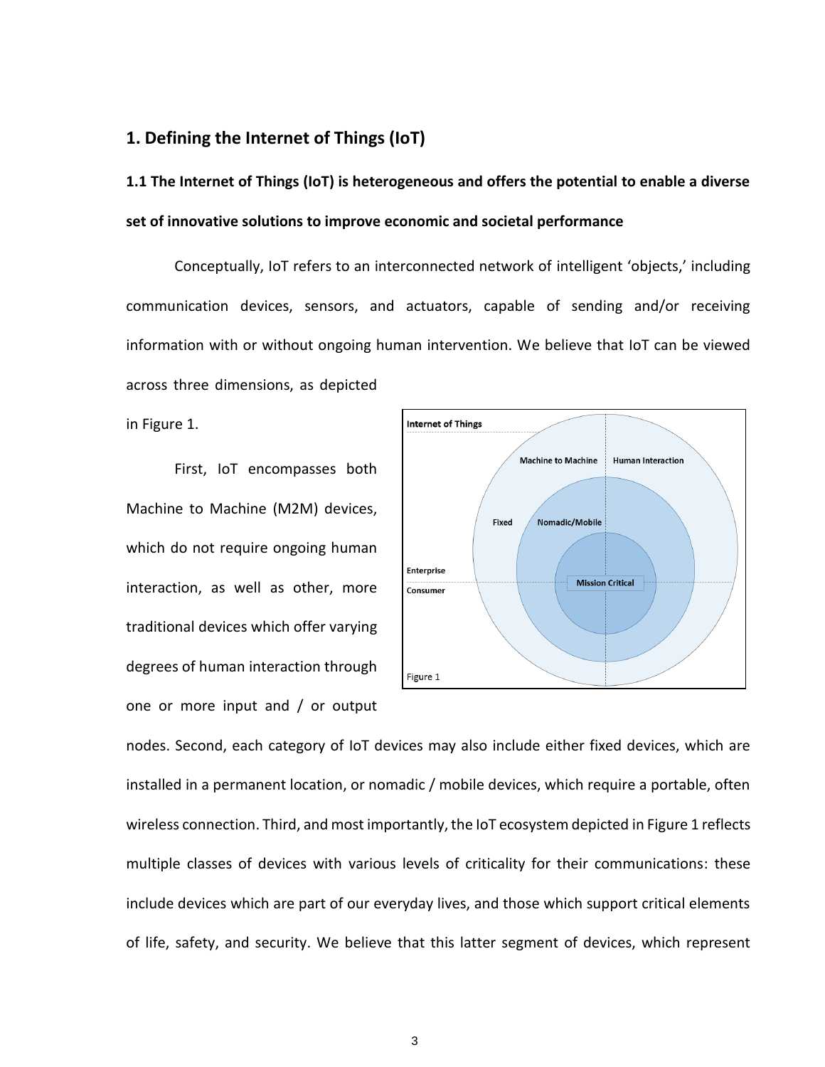## 1. Defining the Internet of Things (IoT)

### 1.1 The Internet of Things (IoT) is heterogeneous and offers the potential to enable a diverse set of innovative solutions to improve economic and societal performance

Conceptually, IoT refers to an interconnected network of intelligent 'objects,' including communication devices, sensors, and actuators, capable of sending and/or receiving information with or without ongoing human intervention. We believe that IoT can be viewed across three dimensions, as depicted in Figure 1.

First, IoT encompasses both Machine to Machine (M2M) devices, which do not require ongoing human interaction, as well as other, more traditional devices which offer varying degrees of human interaction through one or more input and / or output nodes. Second, each category of IoT devices may also include either fixed devices, which are installed in a permanent location, or nomadic / mobile devices, which require a portable, often wireless connection. Third, and most importantly, the IoT ecosystem depicted in Figure 1 reflects multiple classes of devices with various levels of criticality for their communications: these include devices which are part of our everyday lives, and those which support critical elements of life, safety, and security. We believe that this latter segment of devices, which represent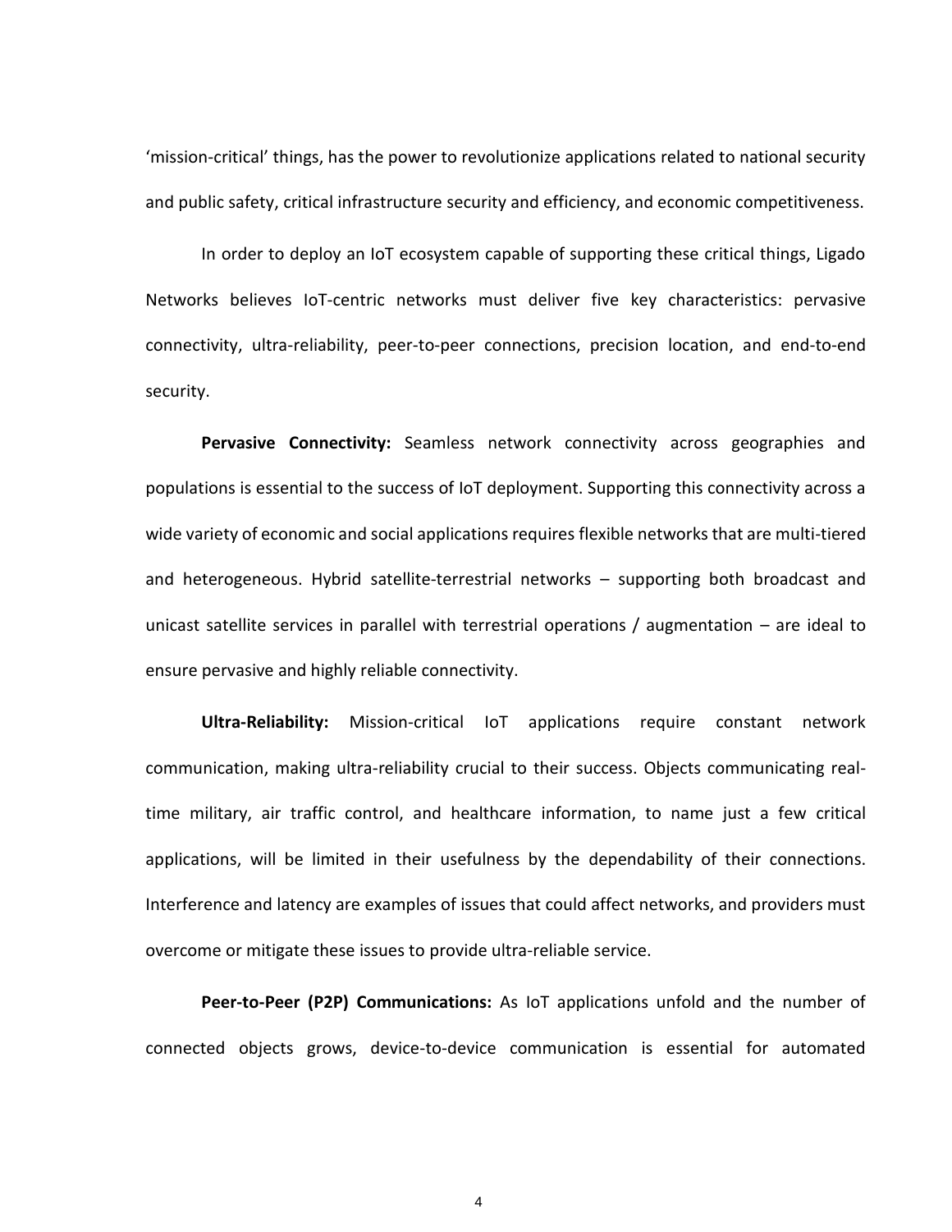'mission-critical' things, has the power to revolutionize applications related to national security and public safety, critical infrastructure security and efficiency, and economic competitiveness.

In order to deploy an IoT ecosystem capable of supporting these critical things, Ligado Networks believes IoT-centric networks must deliver five key characteristics: pervasive connectivity, ultra-reliability, peer-to-peer connections, precision location, and end-to-end security.

**Pervasive Connectivity:** Seamless network connectivity across geographies and populations is essential to the success of IoT deployment. Supporting this connectivity across a wide variety of economic and social applications requires flexible networks that are multi-tiered and heterogeneous. Hybrid satellite-terrestrial networks – supporting both broadcast and unicast satellite services in parallel with terrestrial operations / augmentation – are ideal to ensure pervasive and highly reliable connectivity.

**Ultra-Reliability:** Mission-critical IoT applications require constant network communication, making ultra-reliability crucial to their success. Objects communicating real-time military, air traffic control, and healthcare information, to name just a few critical applications, will be limited in their usefulness by the dependability of their connections. Interference and latency are examples of issues that could affect networks, and providers must overcome or mitigate these issues to provide ultra-reliable service.

**Peer-to-Peer (P2P) Communications:** As IoT applications unfold and the number of connected objects grows, device-to-device communication is essential for automated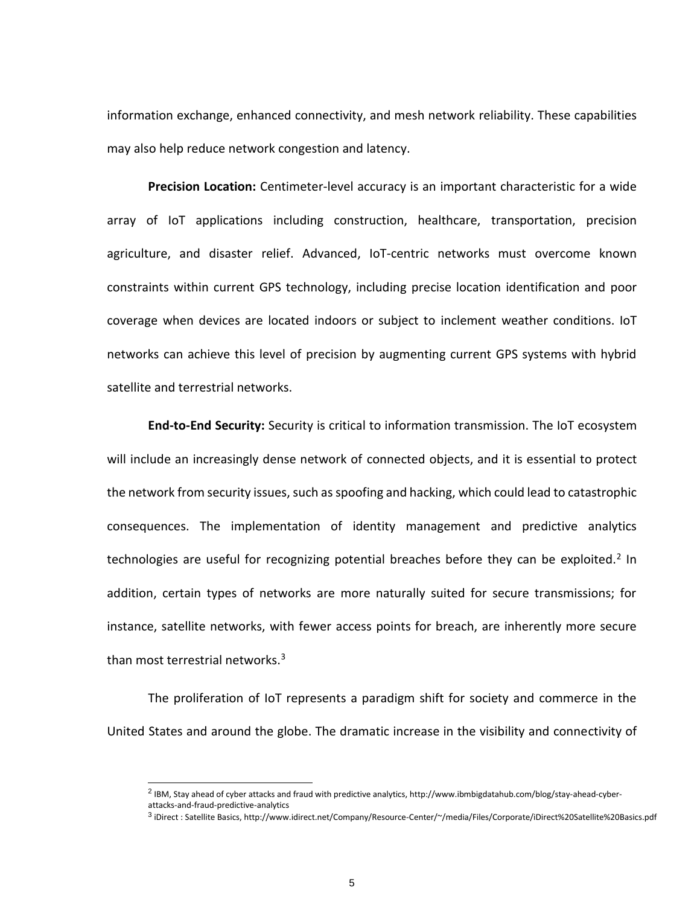information exchange, enhanced connectivity, and mesh network reliability. These capabilities may also help reduce network congestion and latency.

**Precision Location:** Centimeter-level accuracy is an important characteristic for a wide array of IoT applications including construction, healthcare, transportation, precision agriculture, and disaster relief. Advanced, IoT-centric networks must overcome known constraints within current GPS technology, including precise location identification and poor coverage when devices are located indoors or subject to inclement weather conditions. IoT networks can achieve this level of precision by augmenting current GPS systems with hybrid satellite and terrestrial networks.

**End-to-End Security:** Security is critical to information transmission. The IoT ecosystem will include an increasingly dense network of connected objects, and it is essential to protect the network from security issues, such as spoofing and hacking, which could lead to catastrophic consequences. The implementation of identity management and predictive analytics technologies are useful for recognizing potential breaches before they can be exploited.[2] In addition, certain types of networks are more naturally suited for secure transmissions; for instance, satellite networks, with fewer access points for breach, are inherently more secure than most terrestrial networks.[3]

The proliferation of IoT represents a paradigm shift for society and commerce in the United States and around the globe. The dramatic increase in the visibility and connectivity of

[2] IBM, Stay ahead of cyber attacks and fraud with predictive analytics, http://www.ibmbigdatahub.com/blog/stay-ahead-cyber-attacks-and-fraud-predictive-analytics

[3] iDirect : Satellite Basics, http://www.idirect.net/Company/Resource-Center/~/media/Files/Corporate/iDirect%20Satellite%20Basics.pdf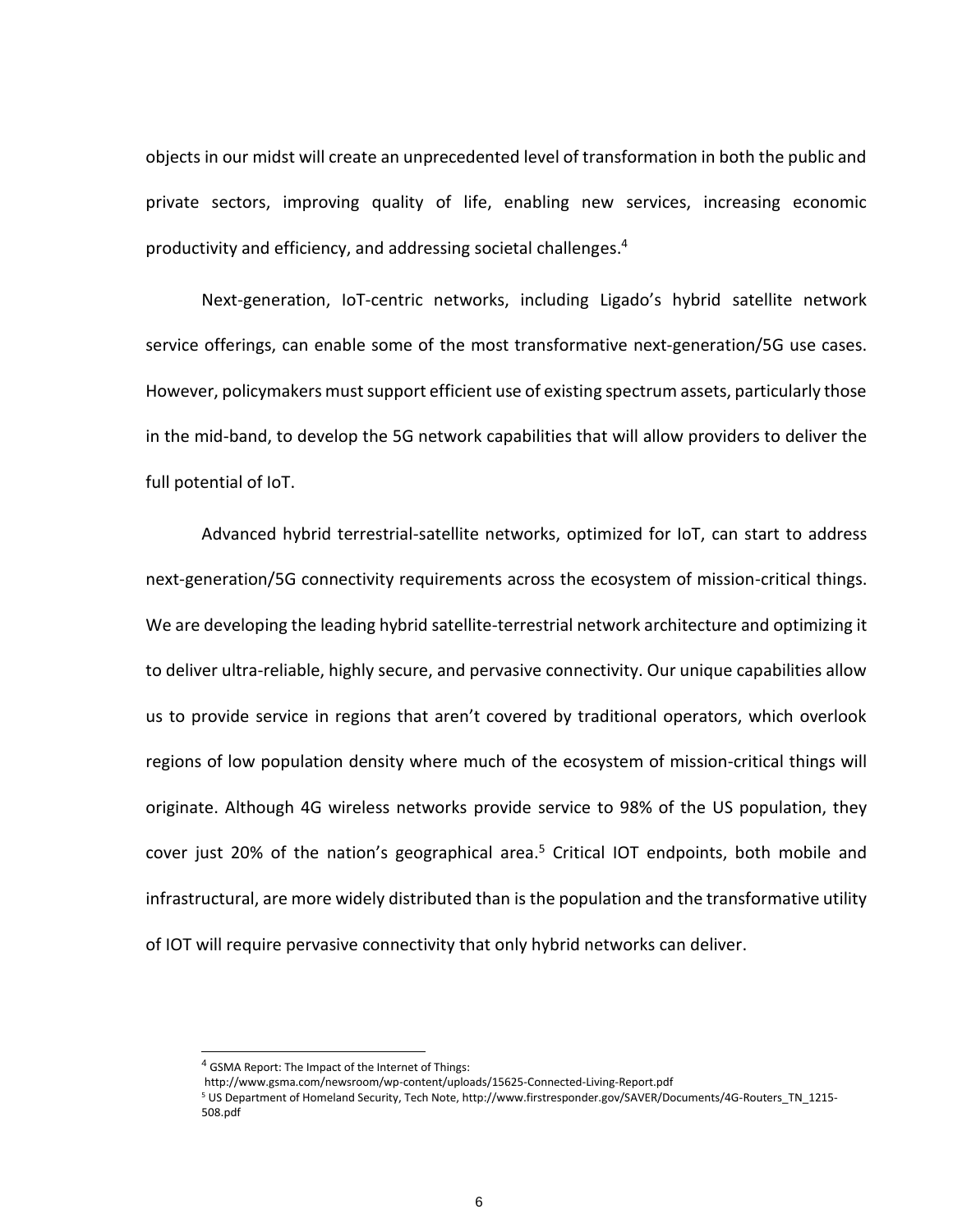objects in our midst will create an unprecedented level of transformation in both the public and private sectors, improving quality of life, enabling new services, increasing economic productivity and efficiency, and addressing societal challenges.[4]

Next-generation, IoT-centric networks, including Ligado's hybrid satellite network service offerings, can enable some of the most transformative next-generation/5G use cases. However, policymakers must support efficient use of existing spectrum assets, particularly those in the mid-band, to develop the 5G network capabilities that will allow providers to deliver the full potential of IoT.

Advanced hybrid terrestrial-satellite networks, optimized for IoT, can start to address next-generation/5G connectivity requirements across the ecosystem of mission-critical things. We are developing the leading hybrid satellite-terrestrial network architecture and optimizing it to deliver ultra-reliable, highly secure, and pervasive connectivity. Our unique capabilities allow us to provide service in regions that aren't covered by traditional operators, which overlook regions of low population density where much of the ecosystem of mission-critical things will originate. Although 4G wireless networks provide service to 98% of the US population, they cover just 20% of the nation's geographical area.[5] Critical IOT endpoints, both mobile and infrastructural, are more widely distributed than is the population and the transformative utility of IOT will require pervasive connectivity that only hybrid networks can deliver.

---

[4] GSMA Report: The Impact of the Internet of Things: http://www.gsma.com/newsroom/wp-content/uploads/15625-Connected-Living-Report.pdf

[5] US Department of Homeland Security, Tech Note, http://www.firstresponder.gov/SAVER/Documents/4G-Routers_TN_1215-508.pdf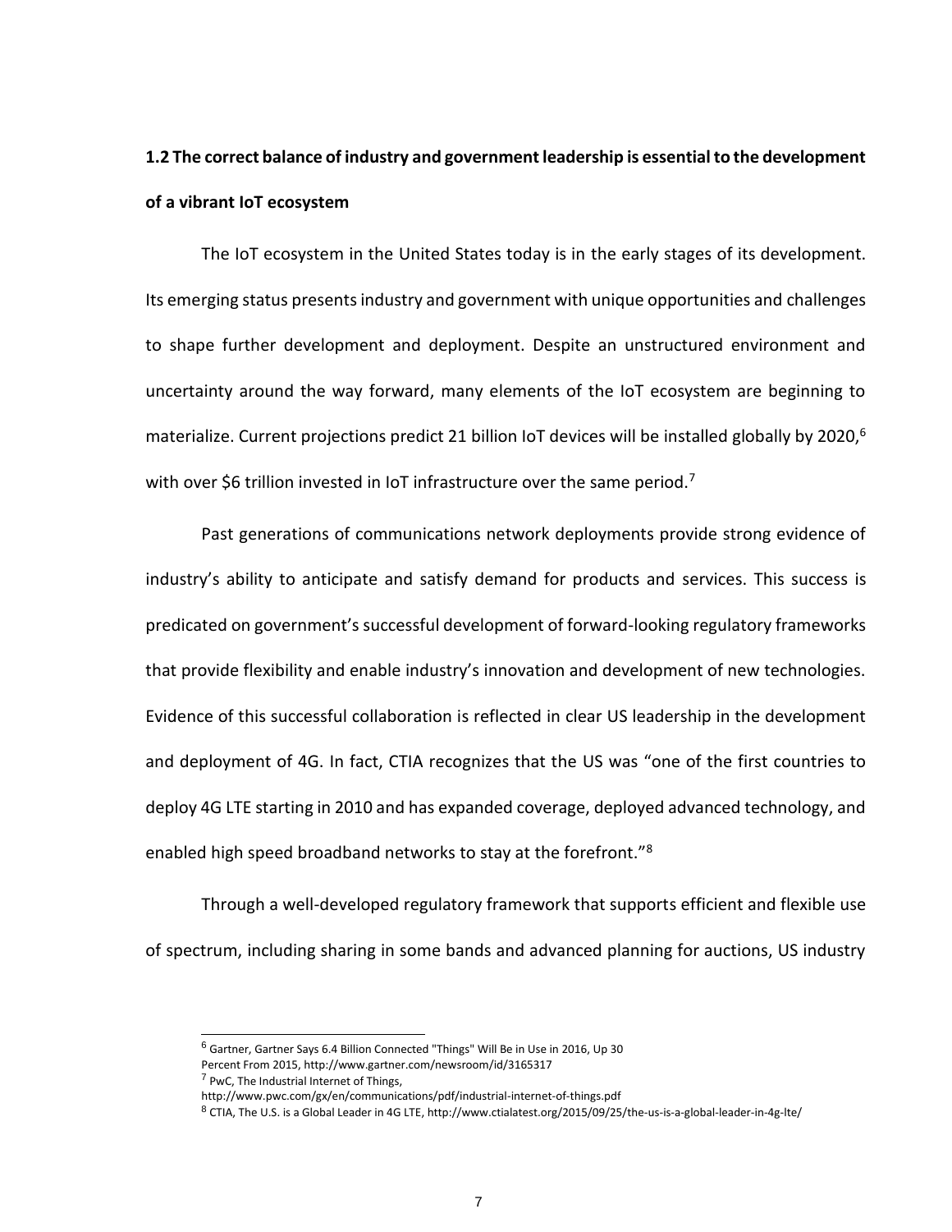### 1.2 The correct balance of industry and government leadership is essential to the development of a vibrant IoT ecosystem

The IoT ecosystem in the United States today is in the early stages of its development. Its emerging status presents industry and government with unique opportunities and challenges to shape further development and deployment. Despite an unstructured environment and uncertainty around the way forward, many elements of the IoT ecosystem are beginning to materialize. Current projections predict 21 billion IoT devices will be installed globally by 2020,[6] with over $6 trillion invested in IoT infrastructure over the same period.[7]

Past generations of communications network deployments provide strong evidence of industry's ability to anticipate and satisfy demand for products and services. This success is predicated on government's successful development of forward-looking regulatory frameworks that provide flexibility and enable industry's innovation and development of new technologies. Evidence of this successful collaboration is reflected in clear US leadership in the development and deployment of 4G. In fact, CTIA recognizes that the US was "one of the first countries to deploy 4G LTE starting in 2010 and has expanded coverage, deployed advanced technology, and enabled high speed broadband networks to stay at the forefront."[8]

Through a well-developed regulatory framework that supports efficient and flexible use of spectrum, including sharing in some bands and advanced planning for auctions, US industry

---

[6] Gartner, Gartner Says 6.4 Billion Connected "Things" Will Be in Use in 2016, Up 30 Percent From 2015, http://www.gartner.com/newsroom/id/3165317

[7] PwC, The Industrial Internet of Things, http://www.pwc.com/gx/en/communications/pdf/industrial-internet-of-things.pdf

[8] CTIA, The U.S. is a Global Leader in 4G LTE, http://www.ctialatest.org/2015/09/25/the-us-is-a-global-leader-in-4g-lte/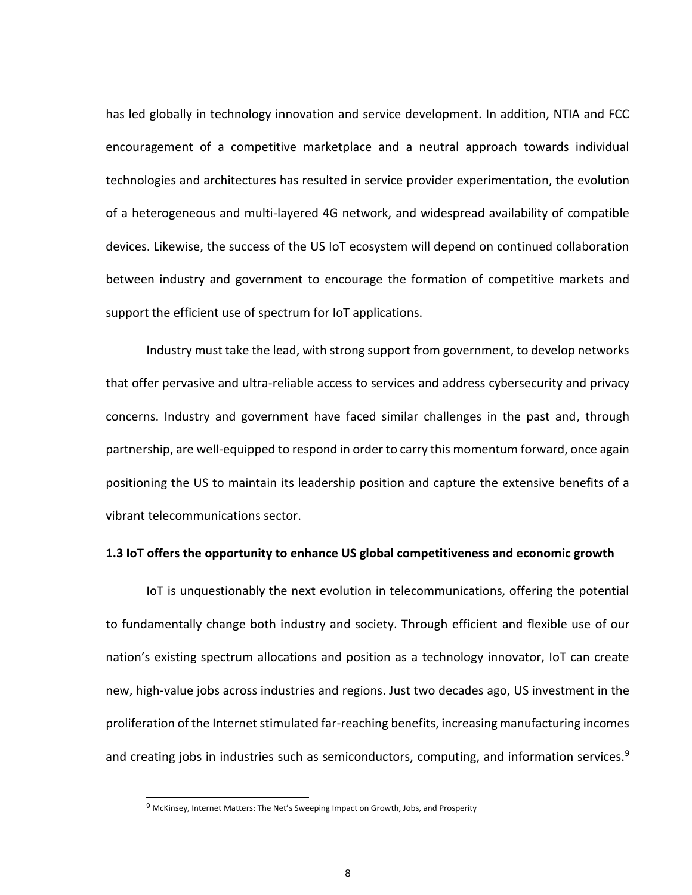has led globally in technology innovation and service development. In addition, NTIA and FCC encouragement of a competitive marketplace and a neutral approach towards individual technologies and architectures has resulted in service provider experimentation, the evolution of a heterogeneous and multi-layered 4G network, and widespread availability of compatible devices. Likewise, the success of the US IoT ecosystem will depend on continued collaboration between industry and government to encourage the formation of competitive markets and support the efficient use of spectrum for IoT applications.

Industry must take the lead, with strong support from government, to develop networks that offer pervasive and ultra-reliable access to services and address cybersecurity and privacy concerns. Industry and government have faced similar challenges in the past and, through partnership, are well-equipped to respond in order to carry this momentum forward, once again positioning the US to maintain its leadership position and capture the extensive benefits of a vibrant telecommunications sector.

### 1.3 IoT offers the opportunity to enhance US global competitiveness and economic growth

IoT is unquestionably the next evolution in telecommunications, offering the potential to fundamentally change both industry and society. Through efficient and flexible use of our nation's existing spectrum allocations and position as a technology innovator, IoT can create new, high-value jobs across industries and regions. Just two decades ago, US investment in the proliferation of the Internet stimulated far-reaching benefits, increasing manufacturing incomes and creating jobs in industries such as semiconductors, computing, and information services.[9]

[9] McKinsey, Internet Matters: The Net's Sweeping Impact on Growth, Jobs, and Prosperity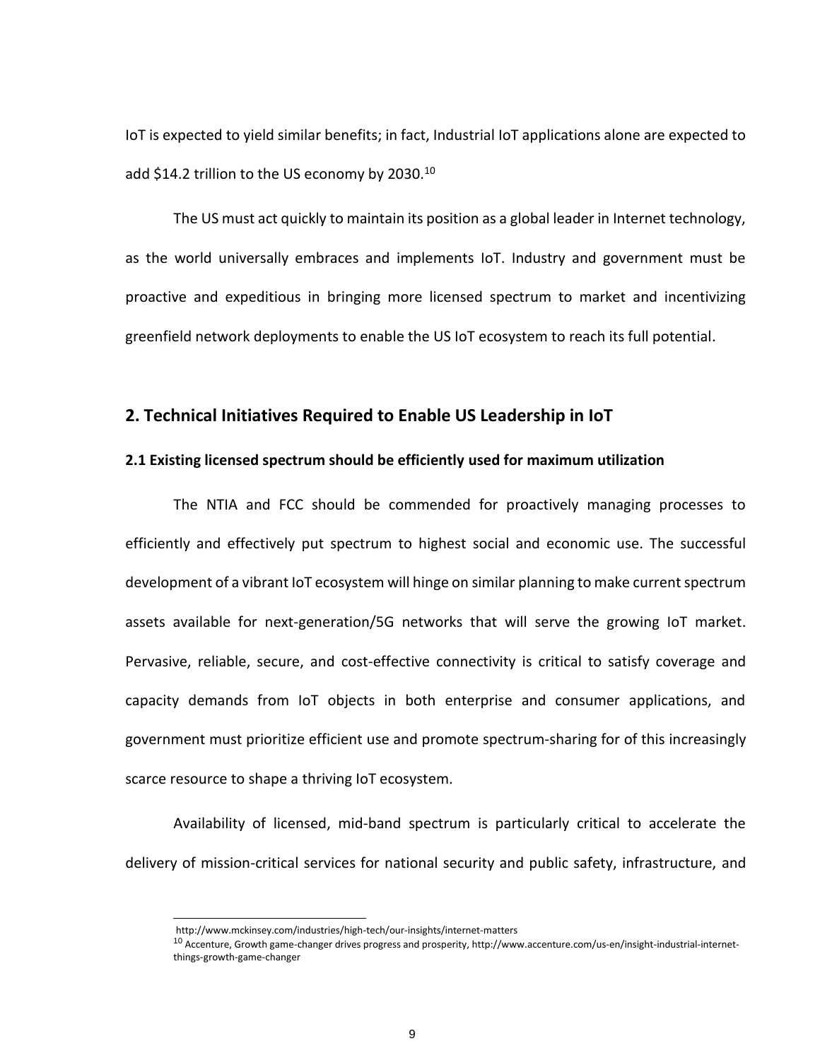IoT is expected to yield similar benefits; in fact, Industrial IoT applications alone are expected to add $14.2 trillion to the US economy by 2030.[10]

The US must act quickly to maintain its position as a global leader in Internet technology, as the world universally embraces and implements IoT. Industry and government must be proactive and expeditious in bringing more licensed spectrum to market and incentivizing greenfield network deployments to enable the US IoT ecosystem to reach its full potential.

## 2. Technical Initiatives Required to Enable US Leadership in IoT

### 2.1 Existing licensed spectrum should be efficiently used for maximum utilization

The NTIA and FCC should be commended for proactively managing processes to efficiently and effectively put spectrum to highest social and economic use. The successful development of a vibrant IoT ecosystem will hinge on similar planning to make current spectrum assets available for next-generation/5G networks that will serve the growing IoT market. Pervasive, reliable, secure, and cost-effective connectivity is critical to satisfy coverage and capacity demands from IoT objects in both enterprise and consumer applications, and government must prioritize efficient use and promote spectrum-sharing for of this increasingly scarce resource to shape a thriving IoT ecosystem.

Availability of licensed, mid-band spectrum is particularly critical to accelerate the delivery of mission-critical services for national security and public safety, infrastructure, and

---

http://www.mckinsey.com/industries/high-tech/our-insights/internet-matters

[10] Accenture, Growth game-changer drives progress and prosperity, http://www.accenture.com/us-en/insight-industrial-internet-things-growth-game-changer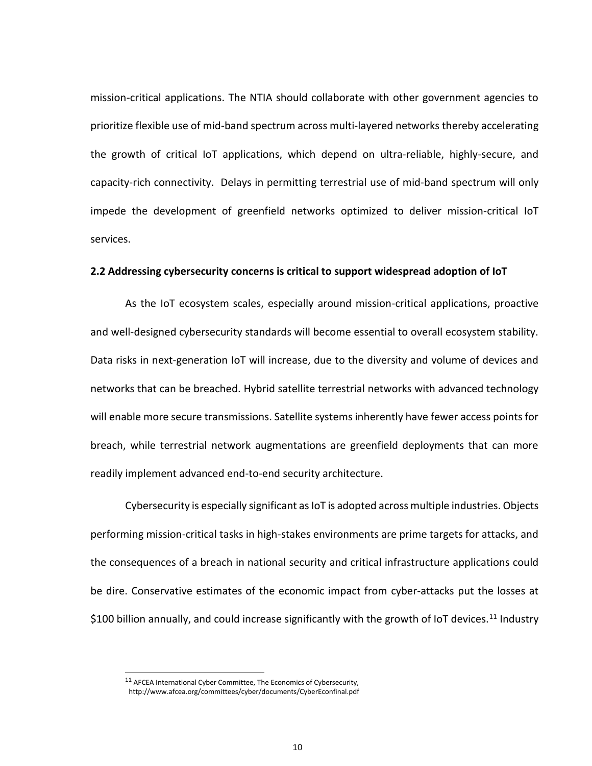mission-critical applications. The NTIA should collaborate with other government agencies to prioritize flexible use of mid-band spectrum across multi-layered networks thereby accelerating the growth of critical IoT applications, which depend on ultra-reliable, highly-secure, and capacity-rich connectivity. Delays in permitting terrestrial use of mid-band spectrum will only impede the development of greenfield networks optimized to deliver mission-critical IoT services.

**2.2 Addressing cybersecurity concerns is critical to support widespread adoption of IoT**

As the IoT ecosystem scales, especially around mission-critical applications, proactive and well-designed cybersecurity standards will become essential to overall ecosystem stability. Data risks in next-generation IoT will increase, due to the diversity and volume of devices and networks that can be breached. Hybrid satellite terrestrial networks with advanced technology will enable more secure transmissions. Satellite systems inherently have fewer access points for breach, while terrestrial network augmentations are greenfield deployments that can more readily implement advanced end-to-end security architecture.

Cybersecurity is especially significant as IoT is adopted across multiple industries. Objects performing mission-critical tasks in high-stakes environments are prime targets for attacks, and the consequences of a breach in national security and critical infrastructure applications could be dire. Conservative estimates of the economic impact from cyber-attacks put the losses at $100 billion annually, and could increase significantly with the growth of IoT devices.[11] Industry

---

[11] AFCEA International Cyber Committee, The Economics of Cybersecurity, http://www.afcea.org/committees/cyber/documents/CyberEconfinal.pdf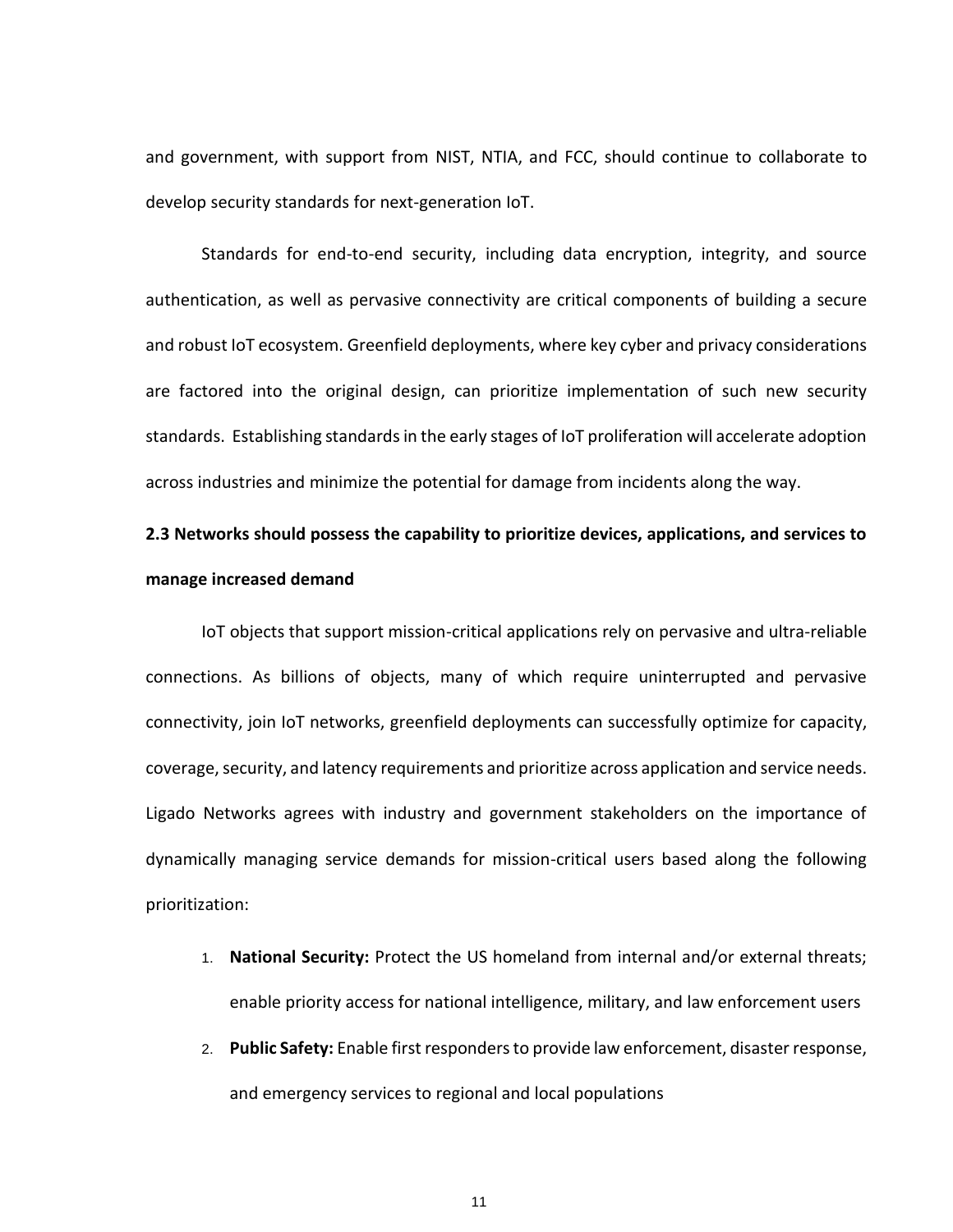and government, with support from NIST, NTIA, and FCC, should continue to collaborate to develop security standards for next-generation IoT.

Standards for end-to-end security, including data encryption, integrity, and source authentication, as well as pervasive connectivity are critical components of building a secure and robust IoT ecosystem. Greenfield deployments, where key cyber and privacy considerations are factored into the original design, can prioritize implementation of such new security standards. Establishing standards in the early stages of IoT proliferation will accelerate adoption across industries and minimize the potential for damage from incidents along the way.

### 2.3 Networks should possess the capability to prioritize devices, applications, and services to manage increased demand

IoT objects that support mission-critical applications rely on pervasive and ultra-reliable connections. As billions of objects, many of which require uninterrupted and pervasive connectivity, join IoT networks, greenfield deployments can successfully optimize for capacity, coverage, security, and latency requirements and prioritize across application and service needs. Ligado Networks agrees with industry and government stakeholders on the importance of dynamically managing service demands for mission-critical users based along the following prioritization:

1. **National Security:** Protect the US homeland from internal and/or external threats; enable priority access for national intelligence, military, and law enforcement users
2. **Public Safety:** Enable first responders to provide law enforcement, disaster response, and emergency services to regional and local populations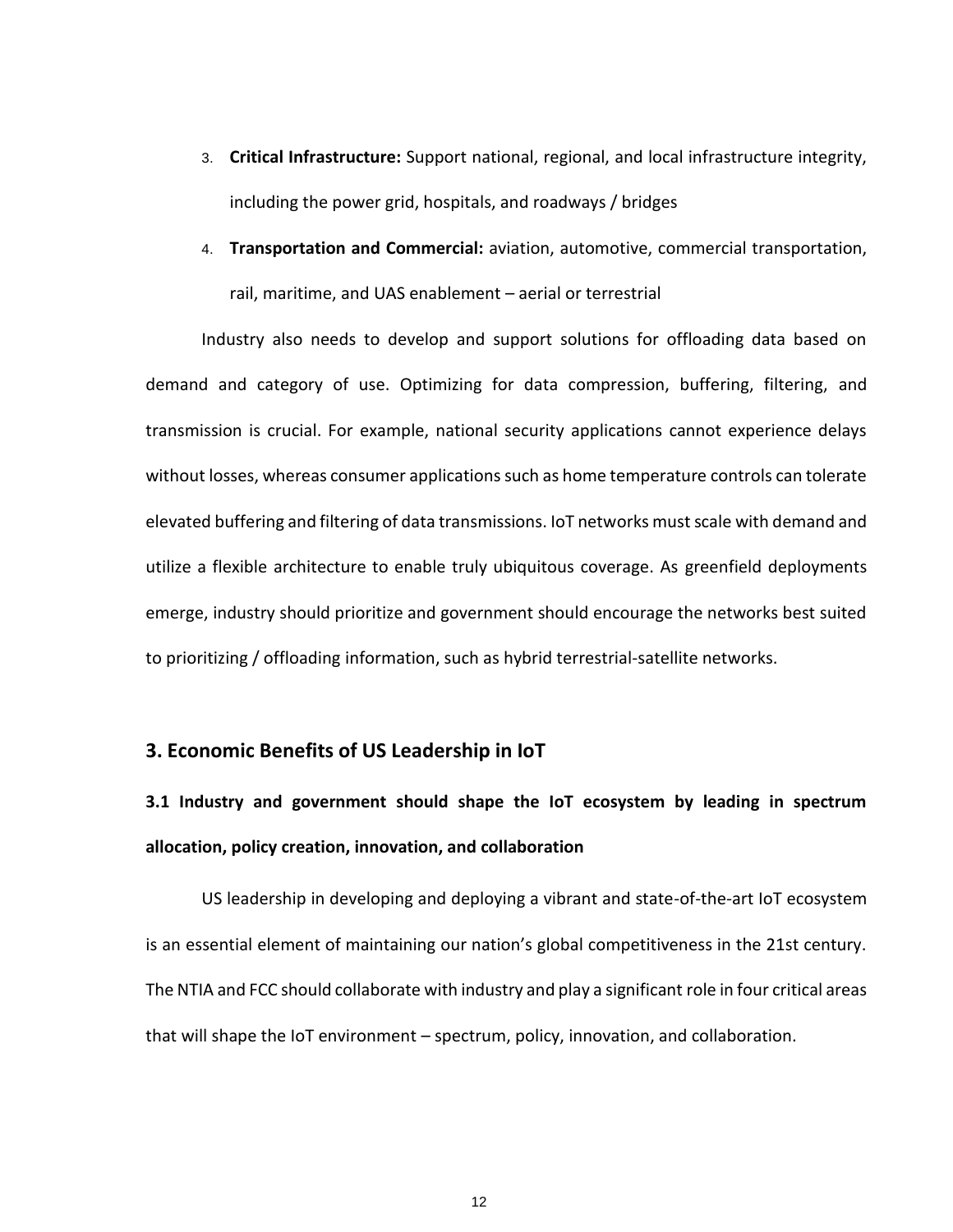3. **Critical Infrastructure:** Support national, regional, and local infrastructure integrity, including the power grid, hospitals, and roadways / bridges
4. **Transportation and Commercial:** aviation, automotive, commercial transportation, rail, maritime, and UAS enablement – aerial or terrestrial

Industry also needs to develop and support solutions for offloading data based on demand and category of use. Optimizing for data compression, buffering, filtering, and transmission is crucial. For example, national security applications cannot experience delays without losses, whereas consumer applications such as home temperature controls can tolerate elevated buffering and filtering of data transmissions. IoT networks must scale with demand and utilize a flexible architecture to enable truly ubiquitous coverage. As greenfield deployments emerge, industry should prioritize and government should encourage the networks best suited to prioritizing / offloading information, such as hybrid terrestrial-satellite networks.

## 3. Economic Benefits of US Leadership in IoT

### 3.1 Industry and government should shape the IoT ecosystem by leading in spectrum allocation, policy creation, innovation, and collaboration

US leadership in developing and deploying a vibrant and state-of-the-art IoT ecosystem is an essential element of maintaining our nation's global competitiveness in the 21st century. The NTIA and FCC should collaborate with industry and play a significant role in four critical areas that will shape the IoT environment – spectrum, policy, innovation, and collaboration.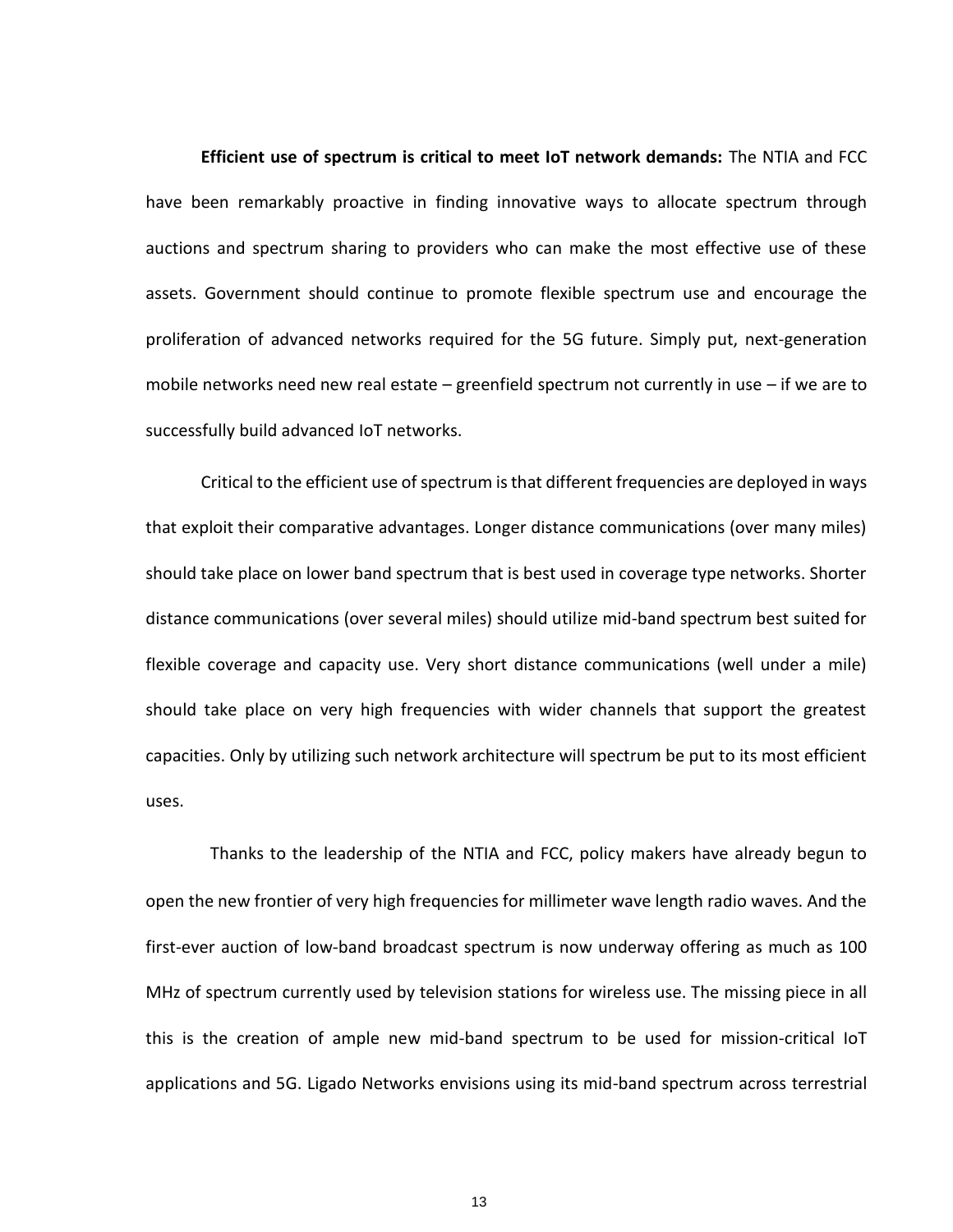**Efficient use of spectrum is critical to meet IoT network demands:** The NTIA and FCC have been remarkably proactive in finding innovative ways to allocate spectrum through auctions and spectrum sharing to providers who can make the most effective use of these assets. Government should continue to promote flexible spectrum use and encourage the proliferation of advanced networks required for the 5G future. Simply put, next-generation mobile networks need new real estate – greenfield spectrum not currently in use – if we are to successfully build advanced IoT networks.

Critical to the efficient use of spectrum is that different frequencies are deployed in ways that exploit their comparative advantages. Longer distance communications (over many miles) should take place on lower band spectrum that is best used in coverage type networks. Shorter distance communications (over several miles) should utilize mid-band spectrum best suited for flexible coverage and capacity use. Very short distance communications (well under a mile) should take place on very high frequencies with wider channels that support the greatest capacities. Only by utilizing such network architecture will spectrum be put to its most efficient uses.

Thanks to the leadership of the NTIA and FCC, policy makers have already begun to open the new frontier of very high frequencies for millimeter wave length radio waves. And the first-ever auction of low-band broadcast spectrum is now underway offering as much as 100 MHz of spectrum currently used by television stations for wireless use. The missing piece in all this is the creation of ample new mid-band spectrum to be used for mission-critical IoT applications and 5G. Ligado Networks envisions using its mid-band spectrum across terrestrial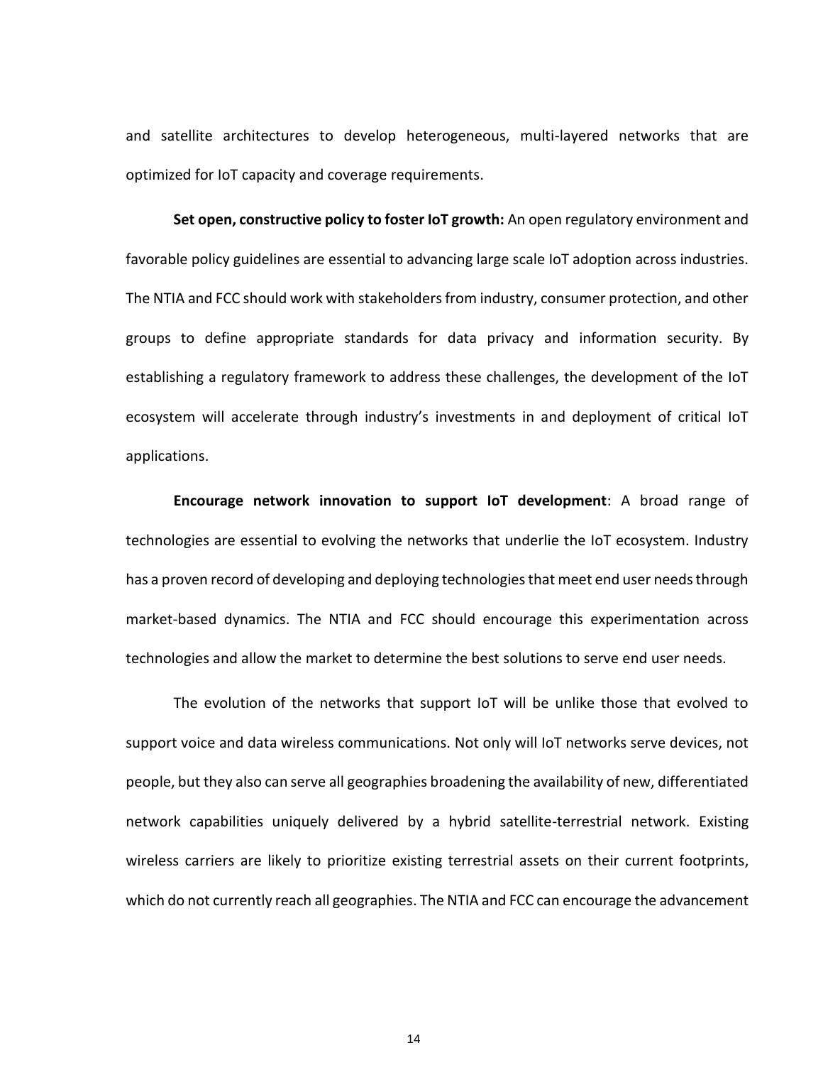and satellite architectures to develop heterogeneous, multi-layered networks that are optimized for IoT capacity and coverage requirements.

**Set open, constructive policy to foster IoT growth:** An open regulatory environment and favorable policy guidelines are essential to advancing large scale IoT adoption across industries. The NTIA and FCC should work with stakeholders from industry, consumer protection, and other groups to define appropriate standards for data privacy and information security. By establishing a regulatory framework to address these challenges, the development of the IoT ecosystem will accelerate through industry's investments in and deployment of critical IoT applications.

**Encourage network innovation to support IoT development**: A broad range of technologies are essential to evolving the networks that underlie the IoT ecosystem. Industry has a proven record of developing and deploying technologies that meet end user needs through market-based dynamics. The NTIA and FCC should encourage this experimentation across technologies and allow the market to determine the best solutions to serve end user needs.

The evolution of the networks that support IoT will be unlike those that evolved to support voice and data wireless communications. Not only will IoT networks serve devices, not people, but they also can serve all geographies broadening the availability of new, differentiated network capabilities uniquely delivered by a hybrid satellite-terrestrial network. Existing wireless carriers are likely to prioritize existing terrestrial assets on their current footprints, which do not currently reach all geographies. The NTIA and FCC can encourage the advancement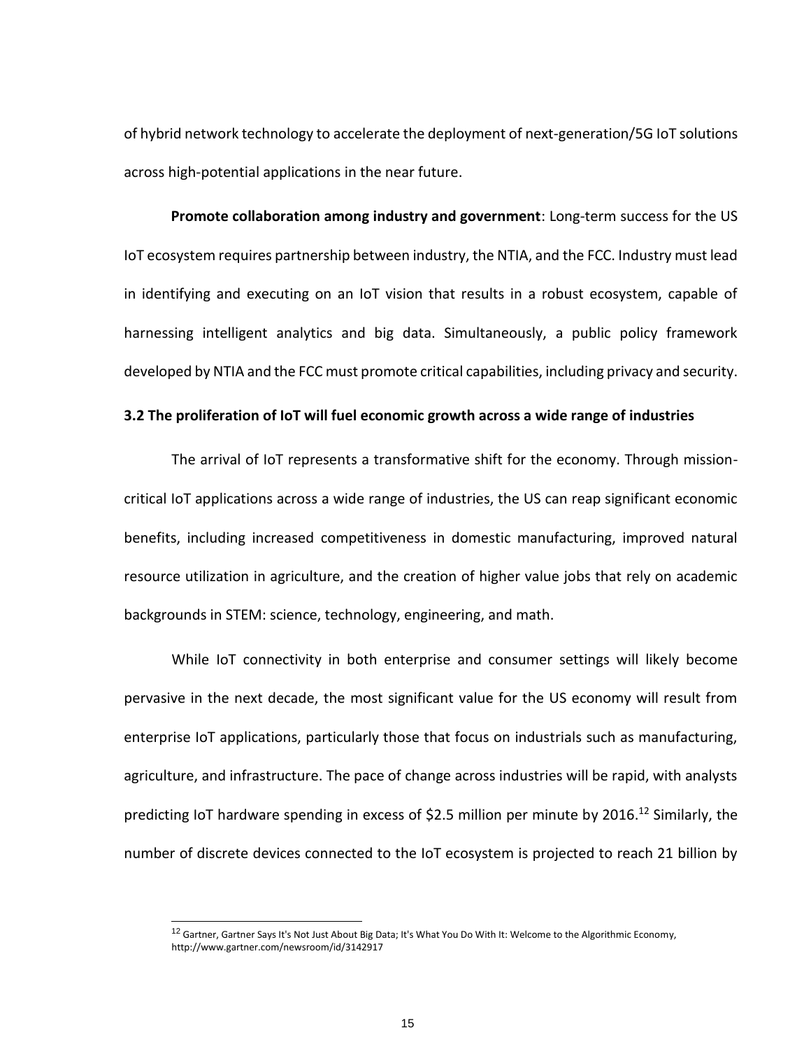of hybrid network technology to accelerate the deployment of next-generation/5G IoT solutions across high-potential applications in the near future.

**Promote collaboration among industry and government**: Long-term success for the US IoT ecosystem requires partnership between industry, the NTIA, and the FCC. Industry must lead in identifying and executing on an IoT vision that results in a robust ecosystem, capable of harnessing intelligent analytics and big data. Simultaneously, a public policy framework developed by NTIA and the FCC must promote critical capabilities, including privacy and security.

### 3.2 The proliferation of IoT will fuel economic growth across a wide range of industries

The arrival of IoT represents a transformative shift for the economy. Through mission-critical IoT applications across a wide range of industries, the US can reap significant economic benefits, including increased competitiveness in domestic manufacturing, improved natural resource utilization in agriculture, and the creation of higher value jobs that rely on academic backgrounds in STEM: science, technology, engineering, and math.

While IoT connectivity in both enterprise and consumer settings will likely become pervasive in the next decade, the most significant value for the US economy will result from enterprise IoT applications, particularly those that focus on industrials such as manufacturing, agriculture, and infrastructure. The pace of change across industries will be rapid, with analysts predicting IoT hardware spending in excess of $2.5 million per minute by 2016.[12] Similarly, the number of discrete devices connected to the IoT ecosystem is projected to reach 21 billion by

[12] Gartner, Gartner Says It's Not Just About Big Data; It's What You Do With It: Welcome to the Algorithmic Economy, http://www.gartner.com/newsroom/id/3142917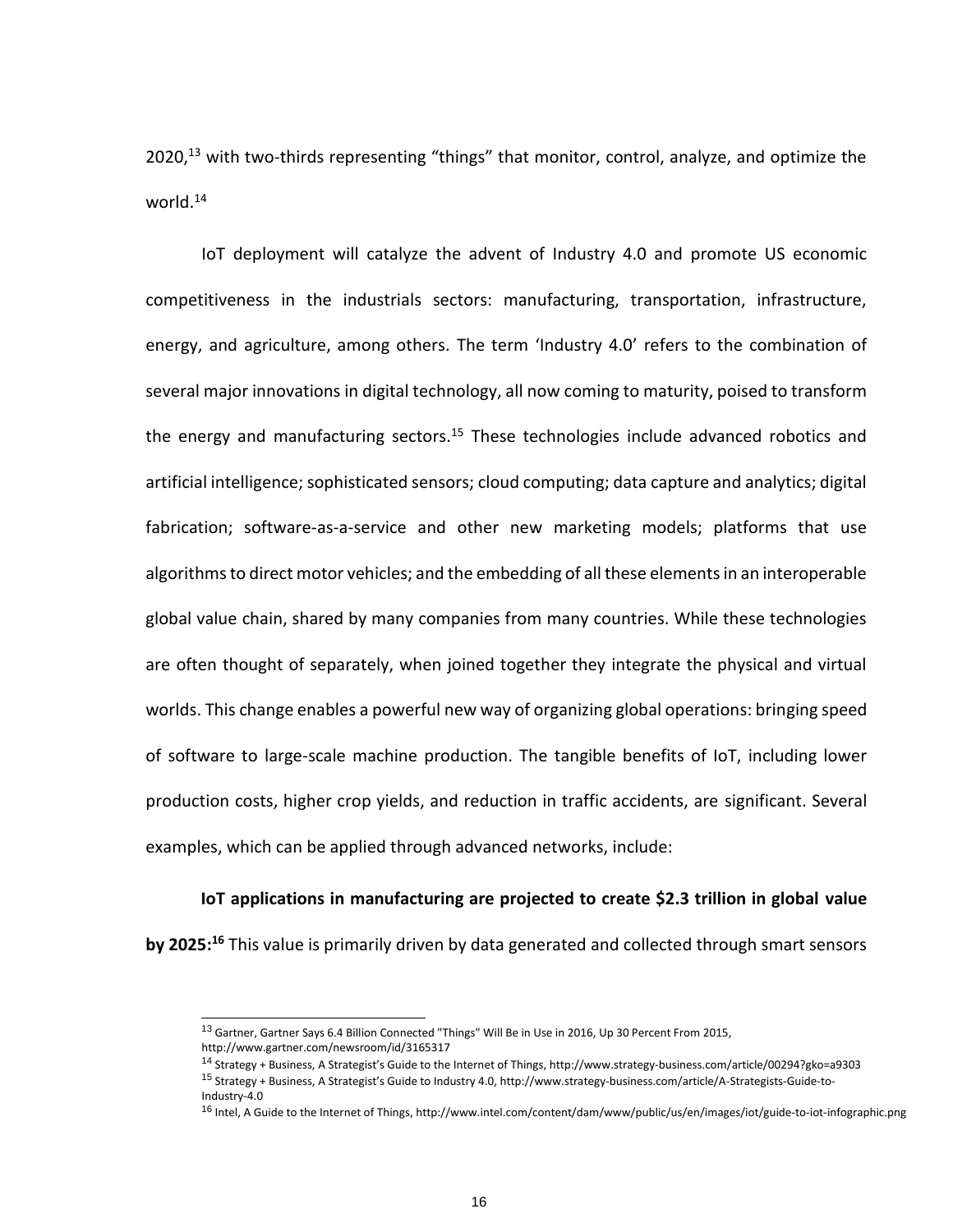2020,[13] with two-thirds representing “things” that monitor, control, analyze, and optimize the world.[14]

IoT deployment will catalyze the advent of Industry 4.0 and promote US economic competitiveness in the industrials sectors: manufacturing, transportation, infrastructure, energy, and agriculture, among others. The term ‘Industry 4.0’ refers to the combination of several major innovations in digital technology, all now coming to maturity, poised to transform the energy and manufacturing sectors.[15] These technologies include advanced robotics and artificial intelligence; sophisticated sensors; cloud computing; data capture and analytics; digital fabrication; software-as-a-service and other new marketing models; platforms that use algorithms to direct motor vehicles; and the embedding of all these elements in an interoperable global value chain, shared by many companies from many countries. While these technologies are often thought of separately, when joined together they integrate the physical and virtual worlds. This change enables a powerful new way of organizing global operations: bringing speed of software to large-scale machine production. The tangible benefits of IoT, including lower production costs, higher crop yields, and reduction in traffic accidents, are significant. Several examples, which can be applied through advanced networks, include:

**IoT applications in manufacturing are projected to create $2.3 trillion in global value by 2025:**[16] This value is primarily driven by data generated and collected through smart sensors

---

[13] Gartner, Gartner Says 6.4 Billion Connected "Things" Will Be in Use in 2016, Up 30 Percent From 2015, http://www.gartner.com/newsroom/id/3165317

[14] Strategy + Business, A Strategist’s Guide to the Internet of Things, http://www.strategy-business.com/article/00294?gko=a9303

[15] Strategy + Business, A Strategist’s Guide to Industry 4.0, http://www.strategy-business.com/article/A-Strategists-Guide-to-Industry-4.0

[16] Intel, A Guide to the Internet of Things, http://www.intel.com/content/dam/www/public/us/en/images/iot/guide-to-iot-infographic.png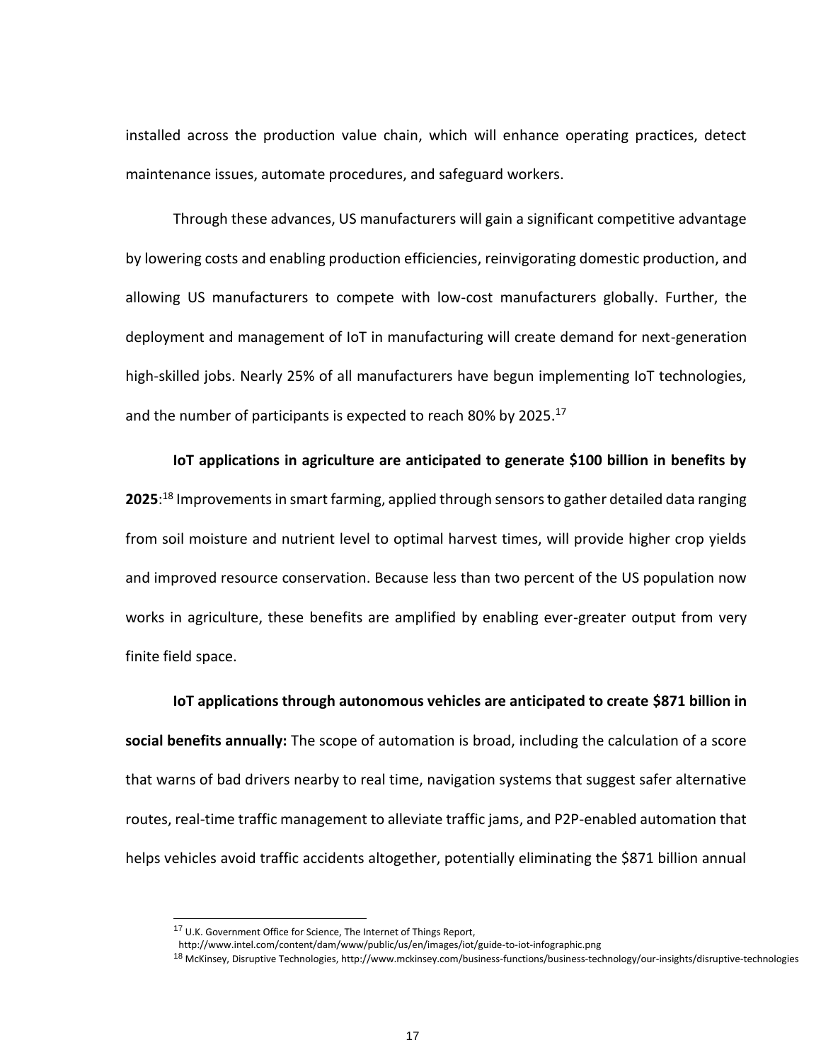installed across the production value chain, which will enhance operating practices, detect maintenance issues, automate procedures, and safeguard workers.

Through these advances, US manufacturers will gain a significant competitive advantage by lowering costs and enabling production efficiencies, reinvigorating domestic production, and allowing US manufacturers to compete with low-cost manufacturers globally. Further, the deployment and management of IoT in manufacturing will create demand for next-generation high-skilled jobs. Nearly 25% of all manufacturers have begun implementing IoT technologies, and the number of participants is expected to reach 80% by 2025.[17]

**IoT applications in agriculture are anticipated to generate $100 billion in benefits by 2025**:[18] Improvements in smart farming, applied through sensors to gather detailed data ranging from soil moisture and nutrient level to optimal harvest times, will provide higher crop yields and improved resource conservation. Because less than two percent of the US population now works in agriculture, these benefits are amplified by enabling ever-greater output from very finite field space.

**IoT applications through autonomous vehicles are anticipated to create $871 billion in social benefits annually:** The scope of automation is broad, including the calculation of a score that warns of bad drivers nearby to real time, navigation systems that suggest safer alternative routes, real-time traffic management to alleviate traffic jams, and P2P-enabled automation that helps vehicles avoid traffic accidents altogether, potentially eliminating the $871 billion annual

---

[17] U.K. Government Office for Science, The Internet of Things Report, http://www.intel.com/content/dam/www/public/us/en/images/iot/guide-to-iot-infographic.png

[18] McKinsey, Disruptive Technologies, http://www.mckinsey.com/business-functions/business-technology/our-insights/disruptive-technologies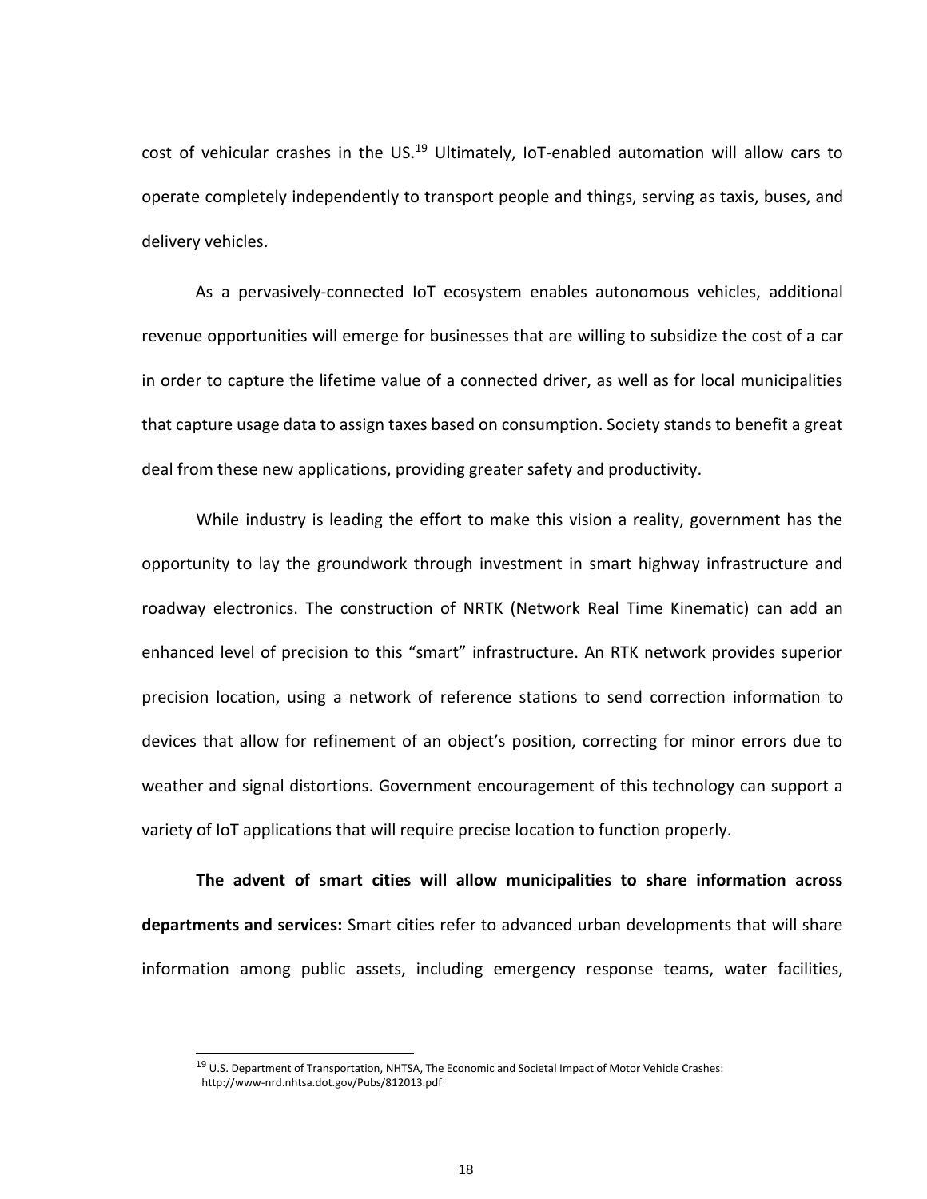cost of vehicular crashes in the US.[19] Ultimately, IoT-enabled automation will allow cars to operate completely independently to transport people and things, serving as taxis, buses, and delivery vehicles.

As a pervasively-connected IoT ecosystem enables autonomous vehicles, additional revenue opportunities will emerge for businesses that are willing to subsidize the cost of a car in order to capture the lifetime value of a connected driver, as well as for local municipalities that capture usage data to assign taxes based on consumption. Society stands to benefit a great deal from these new applications, providing greater safety and productivity.

While industry is leading the effort to make this vision a reality, government has the opportunity to lay the groundwork through investment in smart highway infrastructure and roadway electronics. The construction of NRTK (Network Real Time Kinematic) can add an enhanced level of precision to this "smart" infrastructure. An RTK network provides superior precision location, using a network of reference stations to send correction information to devices that allow for refinement of an object's position, correcting for minor errors due to weather and signal distortions. Government encouragement of this technology can support a variety of IoT applications that will require precise location to function properly.

**The advent of smart cities will allow municipalities to share information across departments and services:** Smart cities refer to advanced urban developments that will share information among public assets, including emergency response teams, water facilities,

[19] U.S. Department of Transportation, NHTSA, The Economic and Societal Impact of Motor Vehicle Crashes: http://www-nrd.nhtsa.dot.gov/Pubs/812013.pdf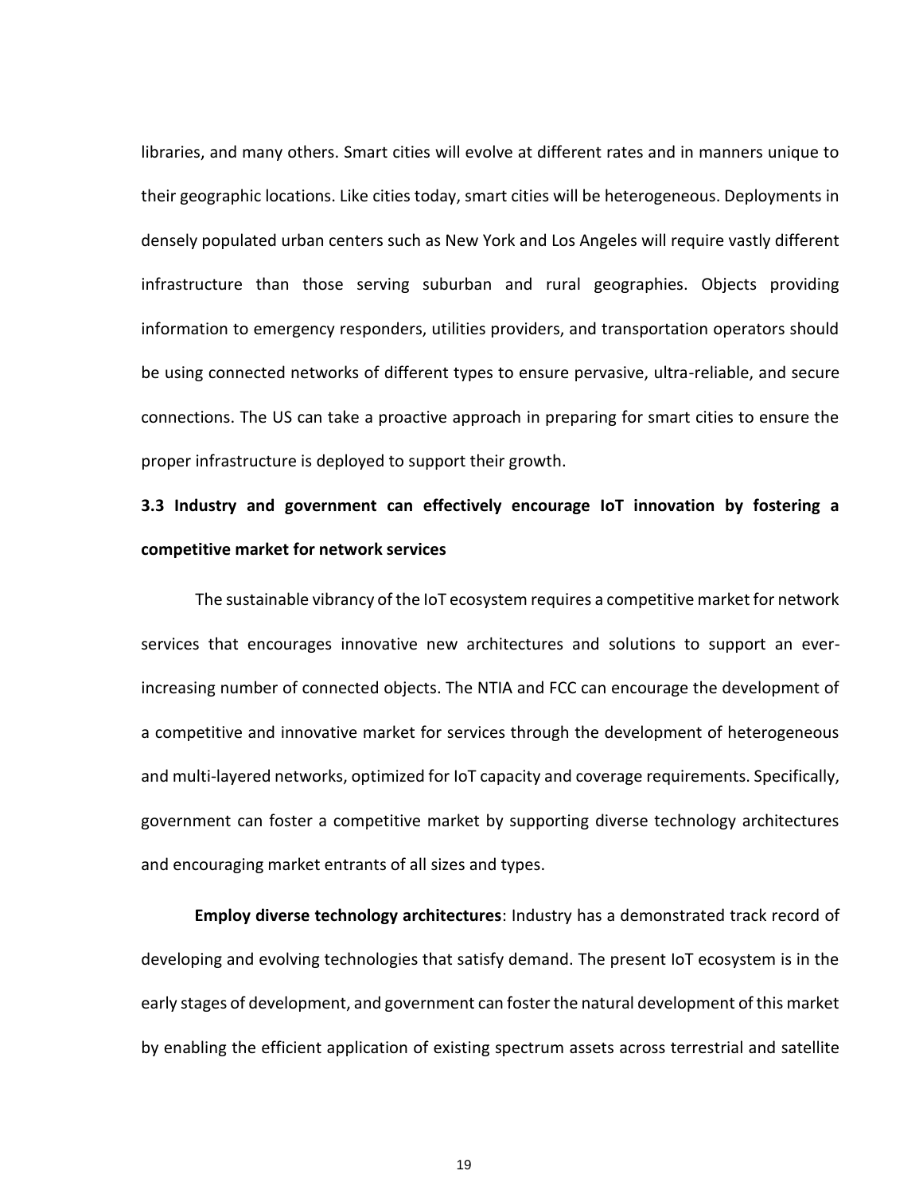libraries, and many others. Smart cities will evolve at different rates and in manners unique to their geographic locations. Like cities today, smart cities will be heterogeneous. Deployments in densely populated urban centers such as New York and Los Angeles will require vastly different infrastructure than those serving suburban and rural geographies. Objects providing information to emergency responders, utilities providers, and transportation operators should be using connected networks of different types to ensure pervasive, ultra-reliable, and secure connections. The US can take a proactive approach in preparing for smart cities to ensure the proper infrastructure is deployed to support their growth.

### 3.3 Industry and government can effectively encourage IoT innovation by fostering a competitive market for network services

The sustainable vibrancy of the IoT ecosystem requires a competitive market for network services that encourages innovative new architectures and solutions to support an ever-increasing number of connected objects. The NTIA and FCC can encourage the development of a competitive and innovative market for services through the development of heterogeneous and multi-layered networks, optimized for IoT capacity and coverage requirements. Specifically, government can foster a competitive market by supporting diverse technology architectures and encouraging market entrants of all sizes and types.

**Employ diverse technology architectures**: Industry has a demonstrated track record of developing and evolving technologies that satisfy demand. The present IoT ecosystem is in the early stages of development, and government can foster the natural development of this market by enabling the efficient application of existing spectrum assets across terrestrial and satellite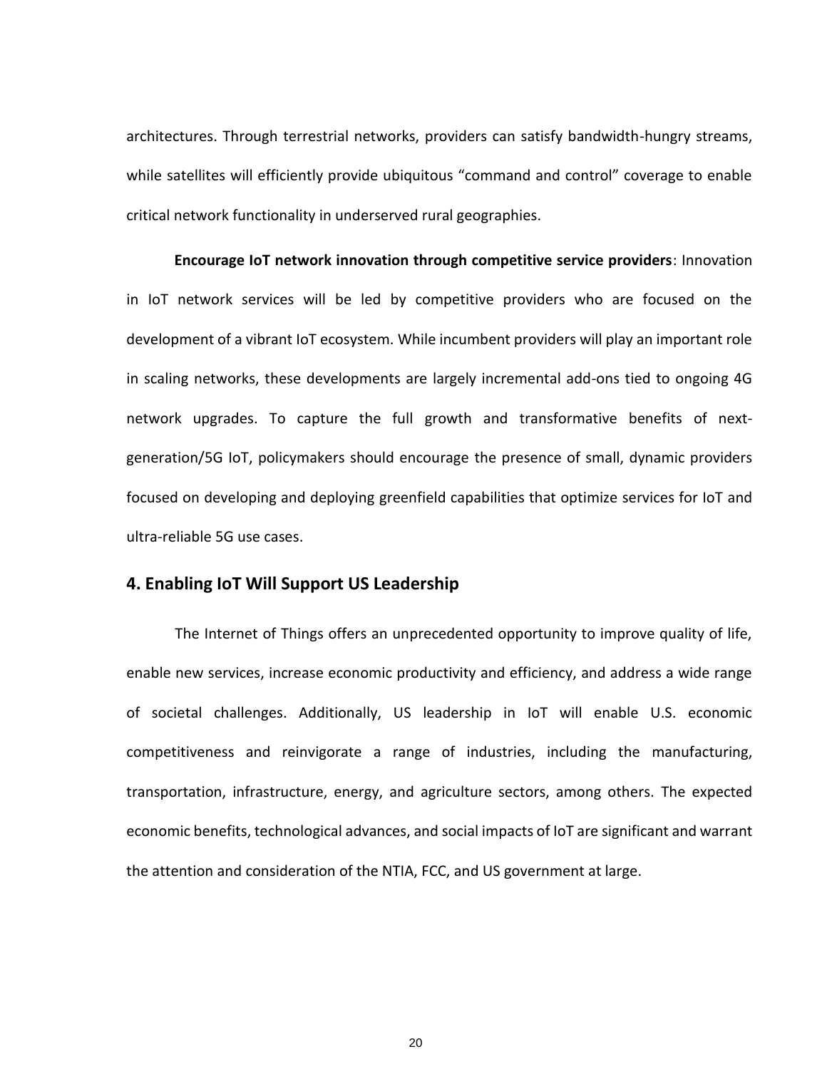architectures. Through terrestrial networks, providers can satisfy bandwidth-hungry streams, while satellites will efficiently provide ubiquitous "command and control" coverage to enable critical network functionality in underserved rural geographies.

**Encourage IoT network innovation through competitive service providers**: Innovation in IoT network services will be led by competitive providers who are focused on the development of a vibrant IoT ecosystem. While incumbent providers will play an important role in scaling networks, these developments are largely incremental add-ons tied to ongoing 4G network upgrades. To capture the full growth and transformative benefits of next-generation/5G IoT, policymakers should encourage the presence of small, dynamic providers focused on developing and deploying greenfield capabilities that optimize services for IoT and ultra-reliable 5G use cases.

## 4. Enabling IoT Will Support US Leadership

The Internet of Things offers an unprecedented opportunity to improve quality of life, enable new services, increase economic productivity and efficiency, and address a wide range of societal challenges. Additionally, US leadership in IoT will enable U.S. economic competitiveness and reinvigorate a range of industries, including the manufacturing, transportation, infrastructure, energy, and agriculture sectors, among others. The expected economic benefits, technological advances, and social impacts of IoT are significant and warrant the attention and consideration of the NTIA, FCC, and US government at large.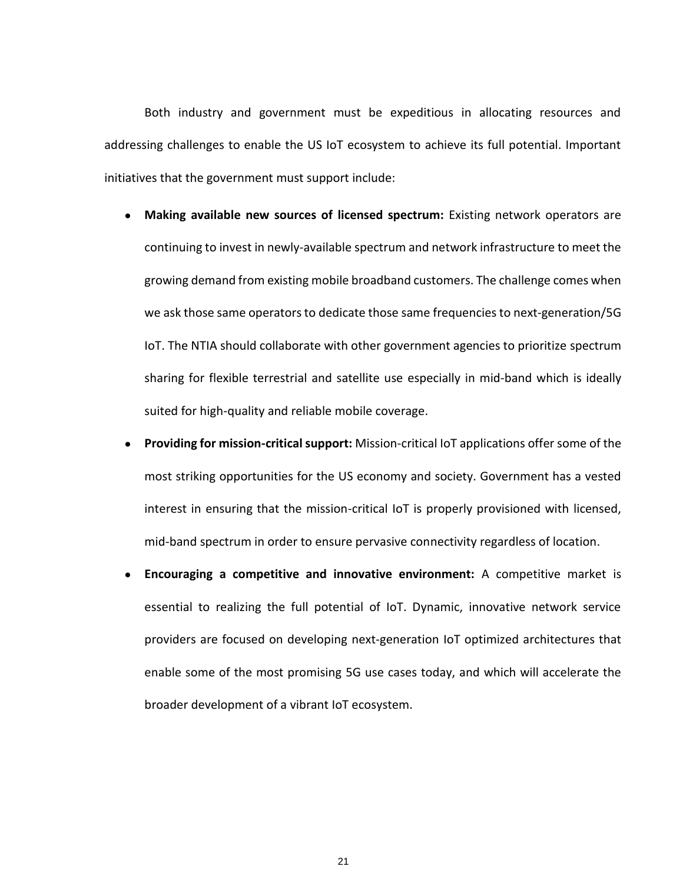Both industry and government must be expeditious in allocating resources and addressing challenges to enable the US IoT ecosystem to achieve its full potential. Important initiatives that the government must support include:

- **Making available new sources of licensed spectrum:** Existing network operators are continuing to invest in newly-available spectrum and network infrastructure to meet the growing demand from existing mobile broadband customers. The challenge comes when we ask those same operators to dedicate those same frequencies to next-generation/5G IoT. The NTIA should collaborate with other government agencies to prioritize spectrum sharing for flexible terrestrial and satellite use especially in mid-band which is ideally suited for high-quality and reliable mobile coverage.
- **Providing for mission-critical support:** Mission-critical IoT applications offer some of the most striking opportunities for the US economy and society. Government has a vested interest in ensuring that the mission-critical IoT is properly provisioned with licensed, mid-band spectrum in order to ensure pervasive connectivity regardless of location.
- **Encouraging a competitive and innovative environment:** A competitive market is essential to realizing the full potential of IoT. Dynamic, innovative network service providers are focused on developing next-generation IoT optimized architectures that enable some of the most promising 5G use cases today, and which will accelerate the broader development of a vibrant IoT ecosystem.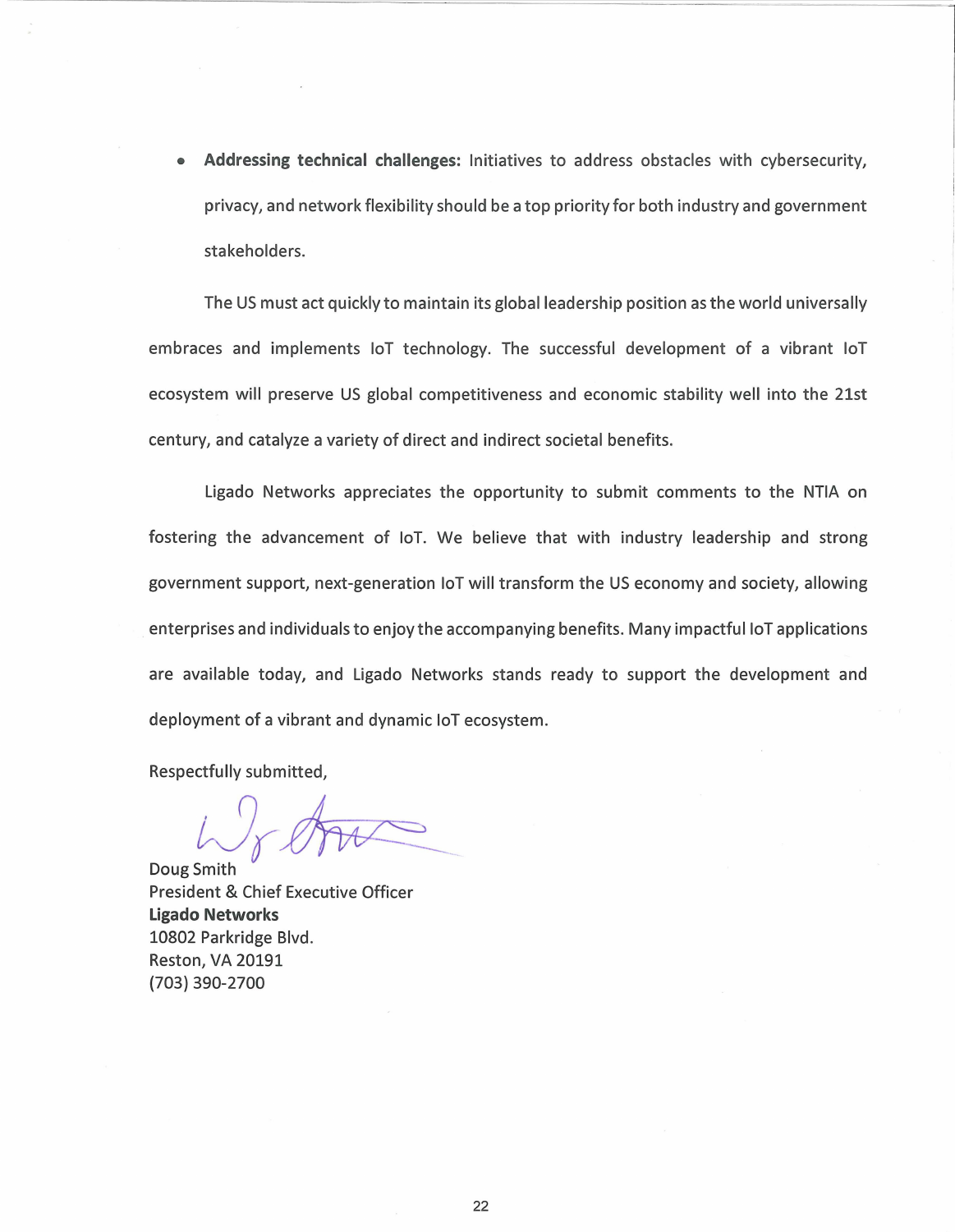- **Addressing technical challenges:** Initiatives to address obstacles with cybersecurity, privacy, and network flexibility should be a top priority for both industry and government stakeholders.

The US must act quickly to maintain its global leadership position as the world universally embraces and implements IoT technology. The successful development of a vibrant IoT ecosystem will preserve US global competitiveness and economic stability well into the 21st century, and catalyze a variety of direct and indirect societal benefits.

Ligado Networks appreciates the opportunity to submit comments to the NTIA on fostering the advancement of IoT. We believe that with industry leadership and strong government support, next-generation IoT will transform the US economy and society, allowing enterprises and individuals to enjoy the accompanying benefits. Many impactful IoT applications are available today, and Ligado Networks stands ready to support the development and deployment of a vibrant and dynamic IoT ecosystem.

Respectfully submitted,

Doug Smith
President & Chief Executive Officer
**Ligado Networks**
10802 Parkridge Blvd.
Reston, VA 20191
(703) 390-2700